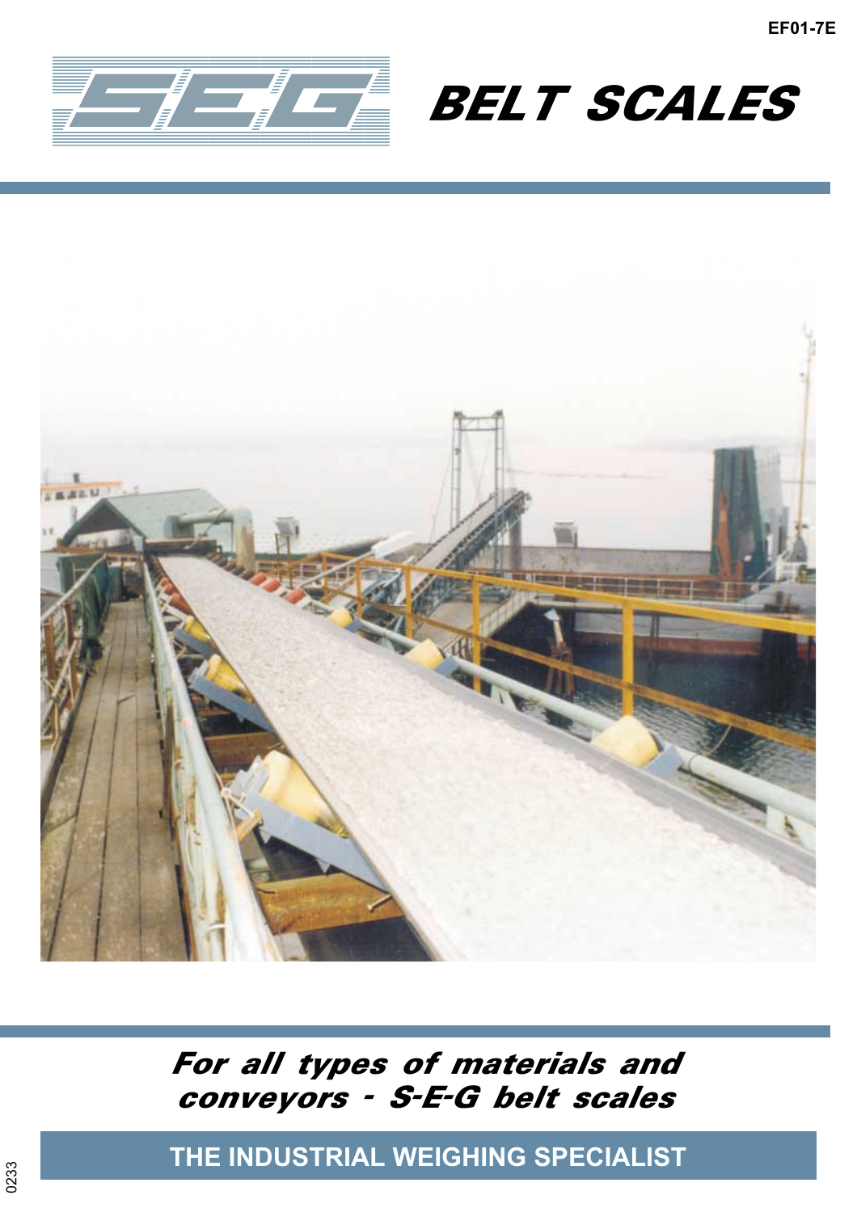EF01-7E

# SEG BELT SCALES

*For all types of materials and conveyors - S-E-G belt scales*

**THE INDUSTRIAL WEIGHING SPECIALIST**

0233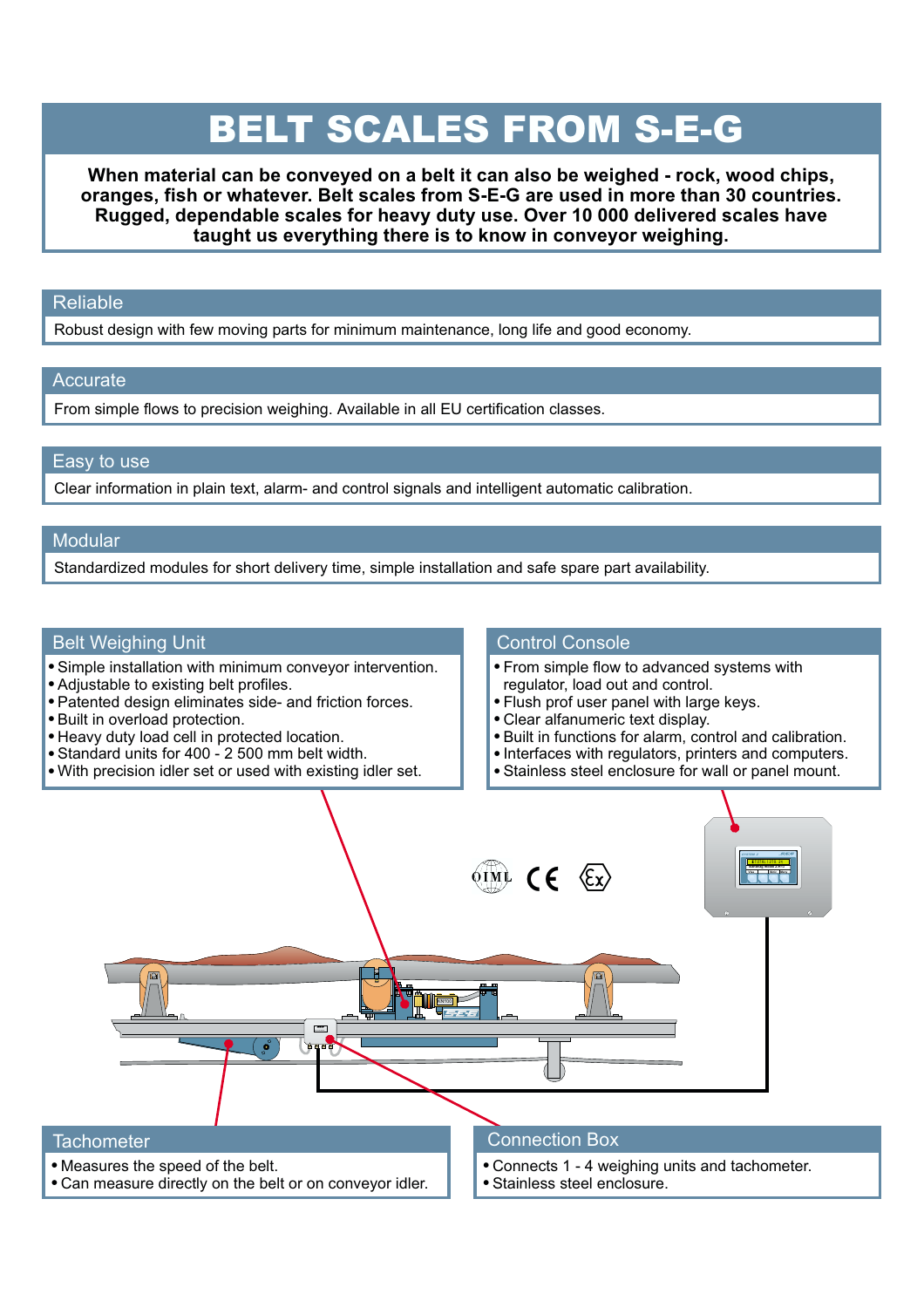# BELT SCALES FROM S-E-G

**When material can be conveyed on a belt it can also be weighed - rock, wood chips, oranges, fish or whatever. Belt scales from S-E-G are used in more than 30 countries. Rugged, dependable scales for heavy duty use. Over 10 000 delivered scales have taught us everything there is to know in conveyor weighing.**

## Reliable

Robust design with few moving parts for minimum maintenance, long life and good economy.

## Accurate

From simple flows to precision weighing. Available in all EU certification classes.

## Easy to use

Clear information in plain text, alarm- and control signals and intelligent automatic calibration.

## Modular

Standardized modules for short delivery time, simple installation and safe spare part availability.

## Belt Weighing Unit

- Simple installation with minimum conveyor intervention.
- Adjustable to existing belt profiles.
- Patented design eliminates side- and friction forces.
- Built in overload protection.
- Heavy duty load cell in protected location.
- Standard units for 400 - 2 500 mm belt width.
- With precision idler set or used with existing idler set.

## Control Console

- From simple flow to advanced systems with regulator, load out and control.
- Flush prof user panel with large keys.
- Clear alfanumeric text display.
- Built in functions for alarm, control and calibration.
- Interfaces with regulators, printers and computers.
- Stainless steel enclosure for wall or panel mount.

## Tachometer

- Measures the speed of the belt.
- Can measure directly on the belt or on conveyor idler.

## Connection Box

- Connects 1 - 4 weighing units and tachometer.
- Stainless steel enclosure.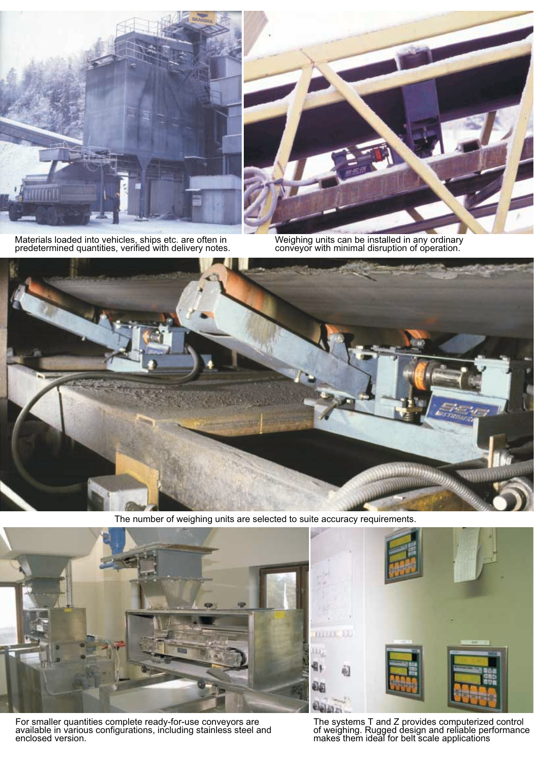Materials loaded into vehicles, ships etc. are often in predetermined quantities, verified with delivery notes.

Weighing units can be installed in any ordinary conveyor with minimal disruption of operation.

The number of weighing units are selected to suite accuracy requirements.

For smaller quantities complete ready-for-use conveyors are available in various configurations, including stainless steel and enclosed version.

The systems T and Z provides computerized control of weighing. Rugged design and reliable performance makes them ideal for belt scale applications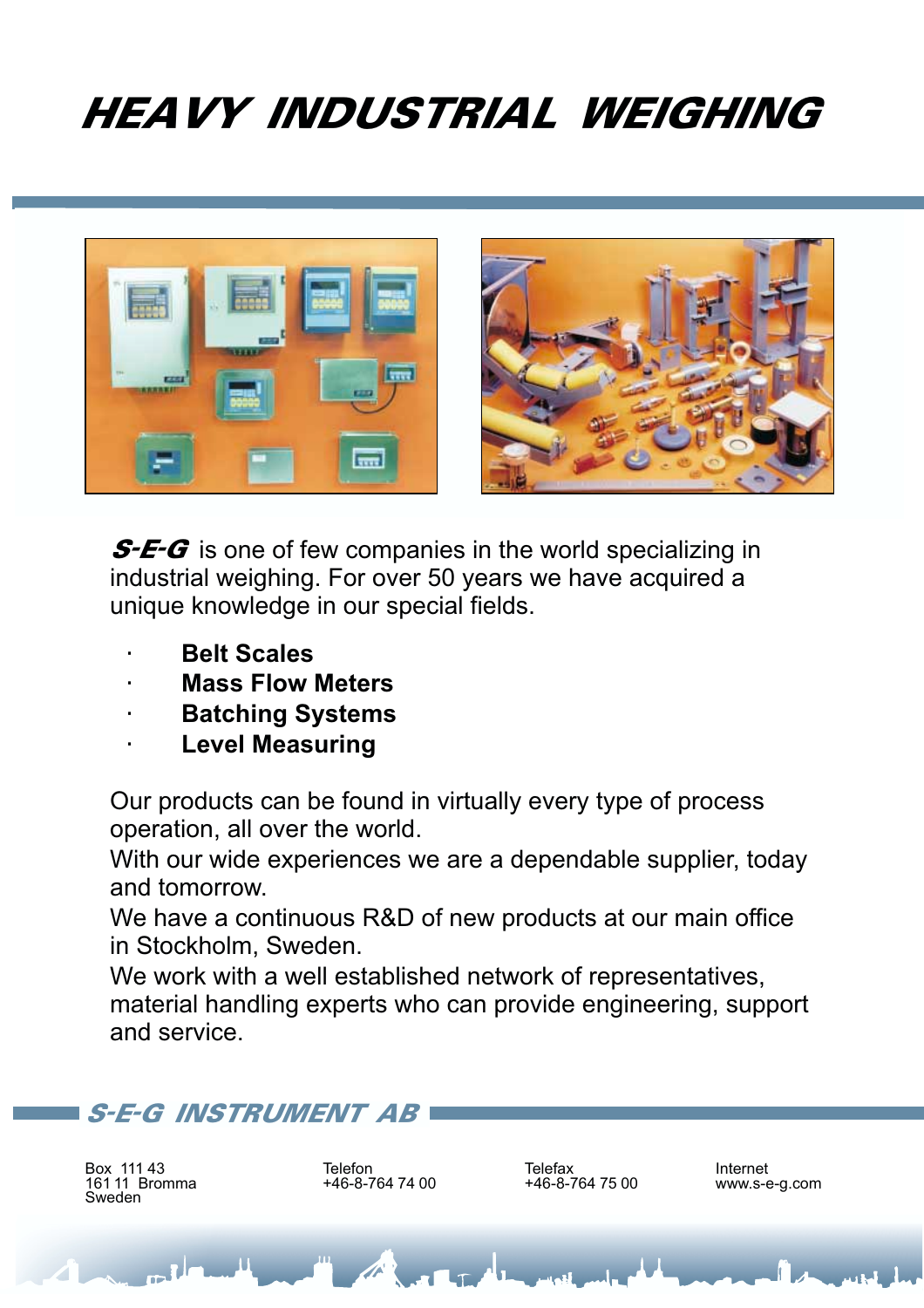# HEAVY INDUSTRIAL WEIGHING

***S-E-G*** is one of few companies in the world specializing in industrial weighing. For over 50 years we have acquired a unique knowledge in our special fields.

- **Belt Scales**
- **Mass Flow Meters**
- **Batching Systems**
- **Level Measuring**

Our products can be found in virtually every type of process operation, all over the world.

With our wide experiences we are a dependable supplier, today and tomorrow.

We have a continuous R&D of new products at our main office in Stockholm, Sweden.

We work with a well established network of representatives, material handling experts who can provide engineering, support and service.

## S-E-G INSTRUMENT AB

Box 111 43
161 11 Bromma
Sweden

Telefon
+46-8-764 74 00

Telefax
+46-8-764 75 00

Internet
www.s-e-g.com